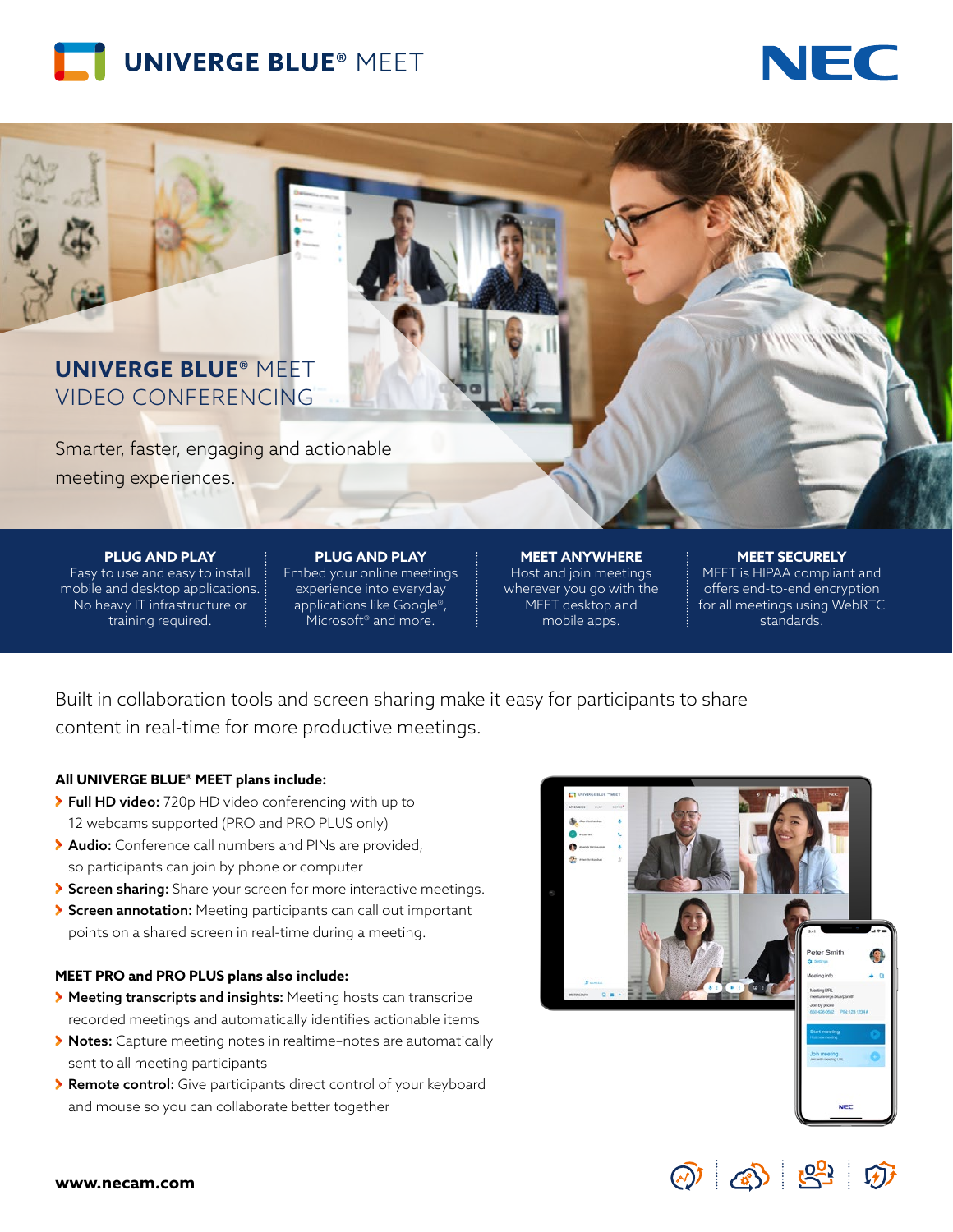# UNIVERGE BLUE® MEET

## UNIVERGE BLUE® MEET VIDEO CONFERENCING

Smarter, faster, engaging and actionable meeting experiences.

**PLUG AND PLAY**
Easy to use and easy to install mobile and desktop applications. No heavy IT infrastructure or training required.

**PLUG AND PLAY**
Embed your online meetings experience into everyday applications like Google®, Microsoft® and more.

**MEET ANYWHERE**
Host and join meetings wherever you go with the MEET desktop and mobile apps.

**MEET SECURELY**
MEET is HIPAA compliant and offers end-to-end encryption for all meetings using WebRTC standards.

Built in collaboration tools and screen sharing make it easy for participants to share content in real-time for more productive meetings.

### All UNIVERGE BLUE® MEET plans include:

- **Full HD video:** 720p HD video conferencing with up to 12 webcams supported (PRO and PRO PLUS only)
- **Audio:** Conference call numbers and PINs are provided, so participants can join by phone or computer
- **Screen sharing:** Share your screen for more interactive meetings.
- **Screen annotation:** Meeting participants can call out important points on a shared screen in real-time during a meeting.

### MEET PRO and PRO PLUS plans also include:

- **Meeting transcripts and insights:** Meeting hosts can transcribe recorded meetings and automatically identifies actionable items
- **Notes:** Capture meeting notes in realtime–notes are automatically sent to all meeting participants
- **Remote control:** Give participants direct control of your keyboard and mouse so you can collaborate better together

**www.necam.com**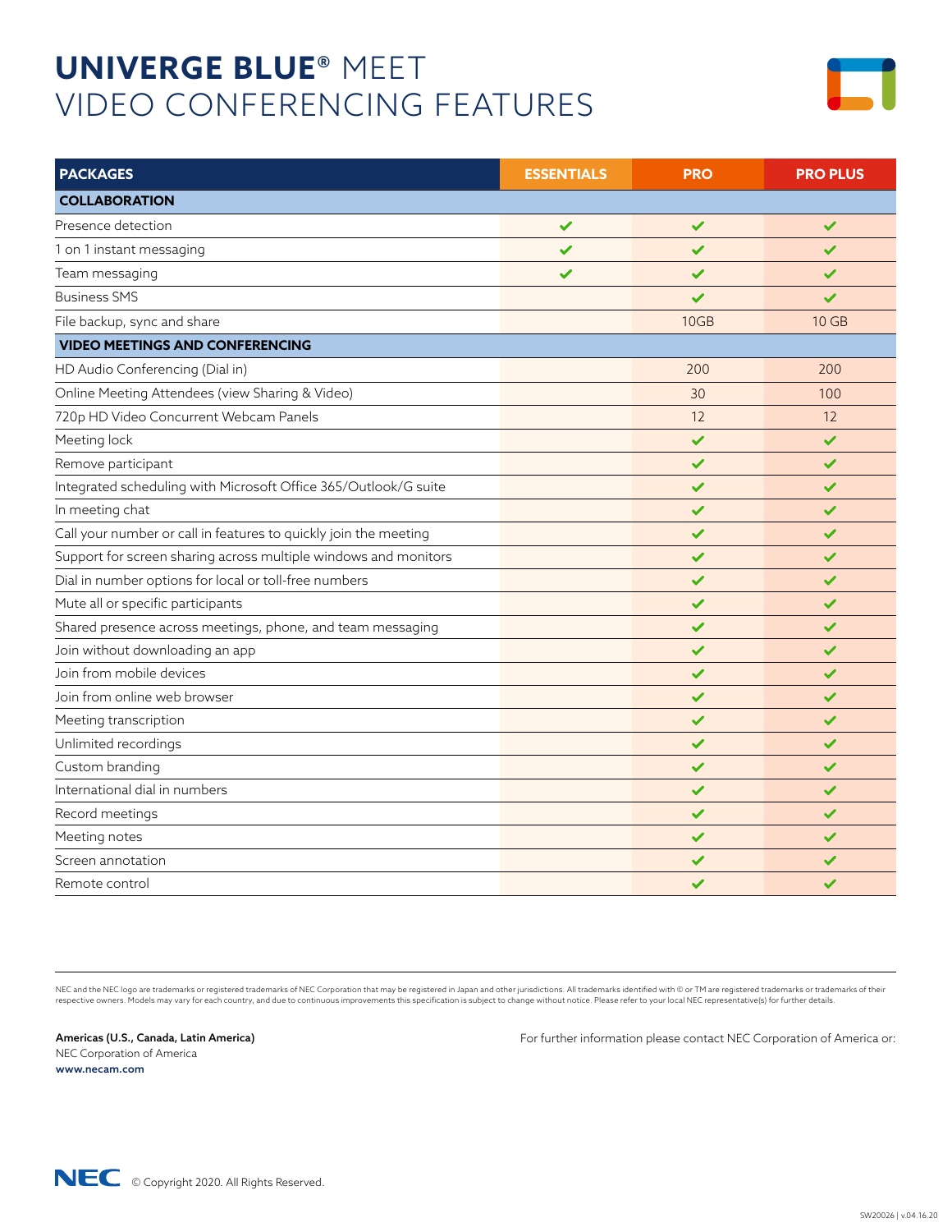# UNIVERGE BLUE® MEET VIDEO CONFERENCING FEATURES

| PACKAGES | ESSENTIALS | PRO | PRO PLUS |
|---|---|---|---|
| **COLLABORATION** | | | |
| Presence detection | ✔ | ✔ | ✔ |
| 1 on 1 instant messaging | ✔ | ✔ | ✔ |
| Team messaging | ✔ | ✔ | ✔ |
| Business SMS | | ✔ | ✔ |
| File backup, sync and share | | 10GB | 10 GB |
| **VIDEO MEETINGS AND CONFERENCING** | | | |
| HD Audio Conferencing (Dial in) | | 200 | 200 |
| Online Meeting Attendees (view Sharing & Video) | | 30 | 100 |
| 720p HD Video Concurrent Webcam Panels | | 12 | 12 |
| Meeting lock | | ✔ | ✔ |
| Remove participant | | ✔ | ✔ |
| Integrated scheduling with Microsoft Office 365/Outlook/G suite | | ✔ | ✔ |
| In meeting chat | | ✔ | ✔ |
| Call your number or call in features to quickly join the meeting | | ✔ | ✔ |
| Support for screen sharing across multiple windows and monitors | | ✔ | ✔ |
| Dial in number options for local or toll-free numbers | | ✔ | ✔ |
| Mute all or specific participants | | ✔ | ✔ |
| Shared presence across meetings, phone, and team messaging | | ✔ | ✔ |
| Join without downloading an app | | ✔ | ✔ |
| Join from mobile devices | | ✔ | ✔ |
| Join from online web browser | | ✔ | ✔ |
| Meeting transcription | | ✔ | ✔ |
| Unlimited recordings | | ✔ | ✔ |
| Custom branding | | ✔ | ✔ |
| International dial in numbers | | ✔ | ✔ |
| Record meetings | | ✔ | ✔ |
| Meeting notes | | ✔ | ✔ |
| Screen annotation | | ✔ | ✔ |
| Remote control | | ✔ | ✔ |

NEC and the NEC logo are trademarks or registered trademarks of NEC Corporation that may be registered in Japan and other jurisdictions. All trademarks identified with © or TM are registered trademarks or trademarks of their respective owners. Models may vary for each country, and due to continuous improvements this specification is subject to change without notice. Please refer to your local NEC representative(s) for further details.

**Americas (U.S., Canada, Latin America)**
NEC Corporation of America
**www.necam.com**

For further information please contact NEC Corporation of America or:

NEC © Copyright 2020. All Rights Reserved.

SW20026 | v.04.16.20